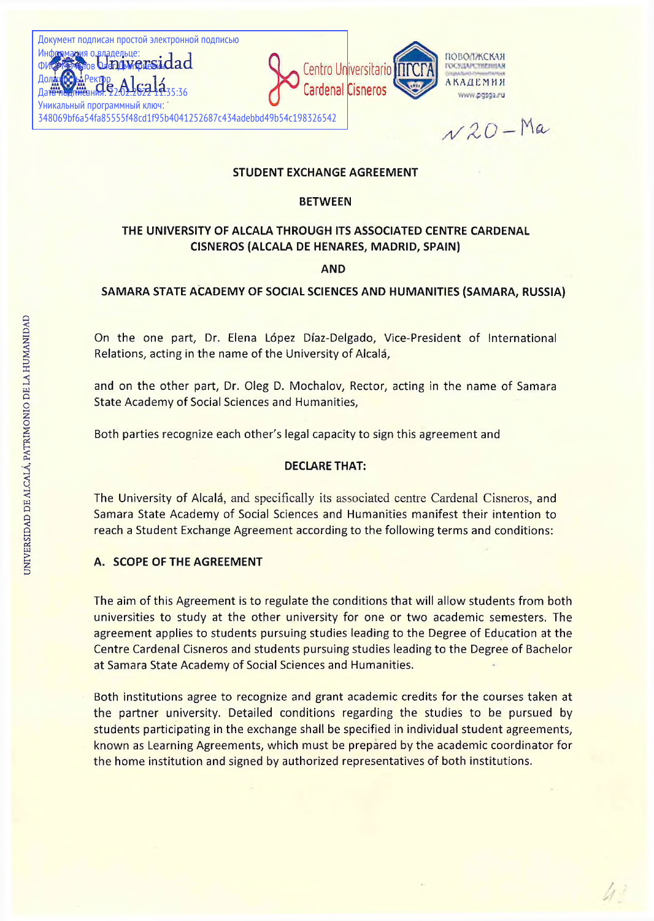Документ подписан простой электронной подписью
Информация о владельце:
ФИО: ...
Должность: Ректор
Дата подписания: 22.02.2022 11:35:36
Уникальный программный ключ:
348069bf6a54fa85555f48cd1f95b4041252687c434adebbd49b54c198326542

Universidad de Alcalá

Centro Universitario Cardenal Cisneros

ПГСГА ПОВОЛЖСКАЯ ГОСУДАРСТВЕННАЯ СОЦИАЛЬНО-ГУМАНИТАРНАЯ АКАДЕМИЯ www.pgsga.ru

№20 – Ma

**STUDENT EXCHANGE AGREEMENT**

**BETWEEN**

**THE UNIVERSITY OF ALCALA THROUGH ITS ASSOCIATED CENTRE CARDENAL CISNEROS (ALCALA DE HENARES, MADRID, SPAIN)**

**AND**

**SAMARA STATE ACADEMY OF SOCIAL SCIENCES AND HUMANITIES (SAMARA, RUSSIA)**

On the one part, Dr. Elena López Díaz-Delgado, Vice-President of International Relations, acting in the name of the University of Alcalá,

and on the other part, Dr. Oleg D. Mochalov, Rector, acting in the name of Samara State Academy of Social Sciences and Humanities,

Both parties recognize each other's legal capacity to sign this agreement and

**DECLARE THAT:**

The University of Alcalá, and specifically its associated centre Cardenal Cisneros, and Samara State Academy of Social Sciences and Humanities manifest their intention to reach a Student Exchange Agreement according to the following terms and conditions:

## A. SCOPE OF THE AGREEMENT

The aim of this Agreement is to regulate the conditions that will allow students from both universities to study at the other university for one or two academic semesters. The agreement applies to students pursuing studies leading to the Degree of Education at the Centre Cardenal Cisneros and students pursuing studies leading to the Degree of Bachelor at Samara State Academy of Social Sciences and Humanities.

Both institutions agree to recognize and grant academic credits for the courses taken at the partner university. Detailed conditions regarding the studies to be pursued by students participating in the exchange shall be specified in individual student agreements, known as Learning Agreements, which must be prepared by the academic coordinator for the home institution and signed by authorized representatives of both institutions.

UNIVERSIDAD DE ALCALÁ, PATRIMONIO DE LA HUMANIDAD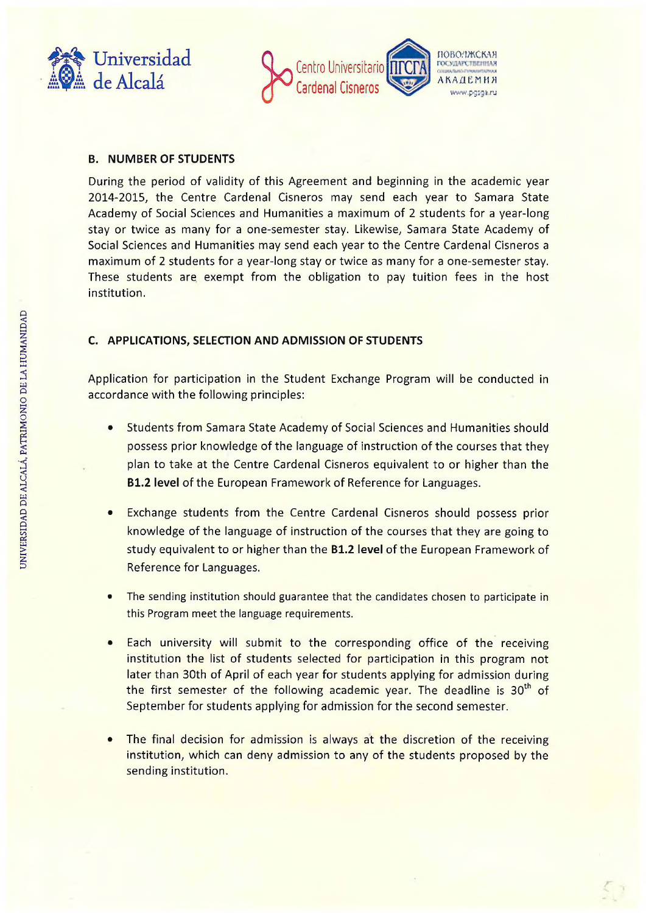## B. NUMBER OF STUDENTS

During the period of validity of this Agreement and beginning in the academic year 2014-2015, the Centre Cardenal Cisneros may send each year to Samara State Academy of Social Sciences and Humanities a maximum of 2 students for a year-long stay or twice as many for a one-semester stay. Likewise, Samara State Academy of Social Sciences and Humanities may send each year to the Centre Cardenal Cisneros a maximum of 2 students for a year-long stay or twice as many for a one-semester stay. These students are exempt from the obligation to pay tuition fees in the host institution.

## C. APPLICATIONS, SELECTION AND ADMISSION OF STUDENTS

Application for participation in the Student Exchange Program will be conducted in accordance with the following principles:

- Students from Samara State Academy of Social Sciences and Humanities should possess prior knowledge of the language of instruction of the courses that they plan to take at the Centre Cardenal Cisneros equivalent to or higher than the **B1.2 level** of the European Framework of Reference for Languages.
- Exchange students from the Centre Cardenal Cisneros should possess prior knowledge of the language of instruction of the courses that they are going to study equivalent to or higher than the **B1.2 level** of the European Framework of Reference for Languages.
- The sending institution should guarantee that the candidates chosen to participate in this Program meet the language requirements.
- Each university will submit to the corresponding office of the receiving institution the list of students selected for participation in this program not later than 30th of April of each year for students applying for admission during the first semester of the following academic year. The deadline is 30th of September for students applying for admission for the second semester.
- The final decision for admission is always at the discretion of the receiving institution, which can deny admission to any of the students proposed by the sending institution.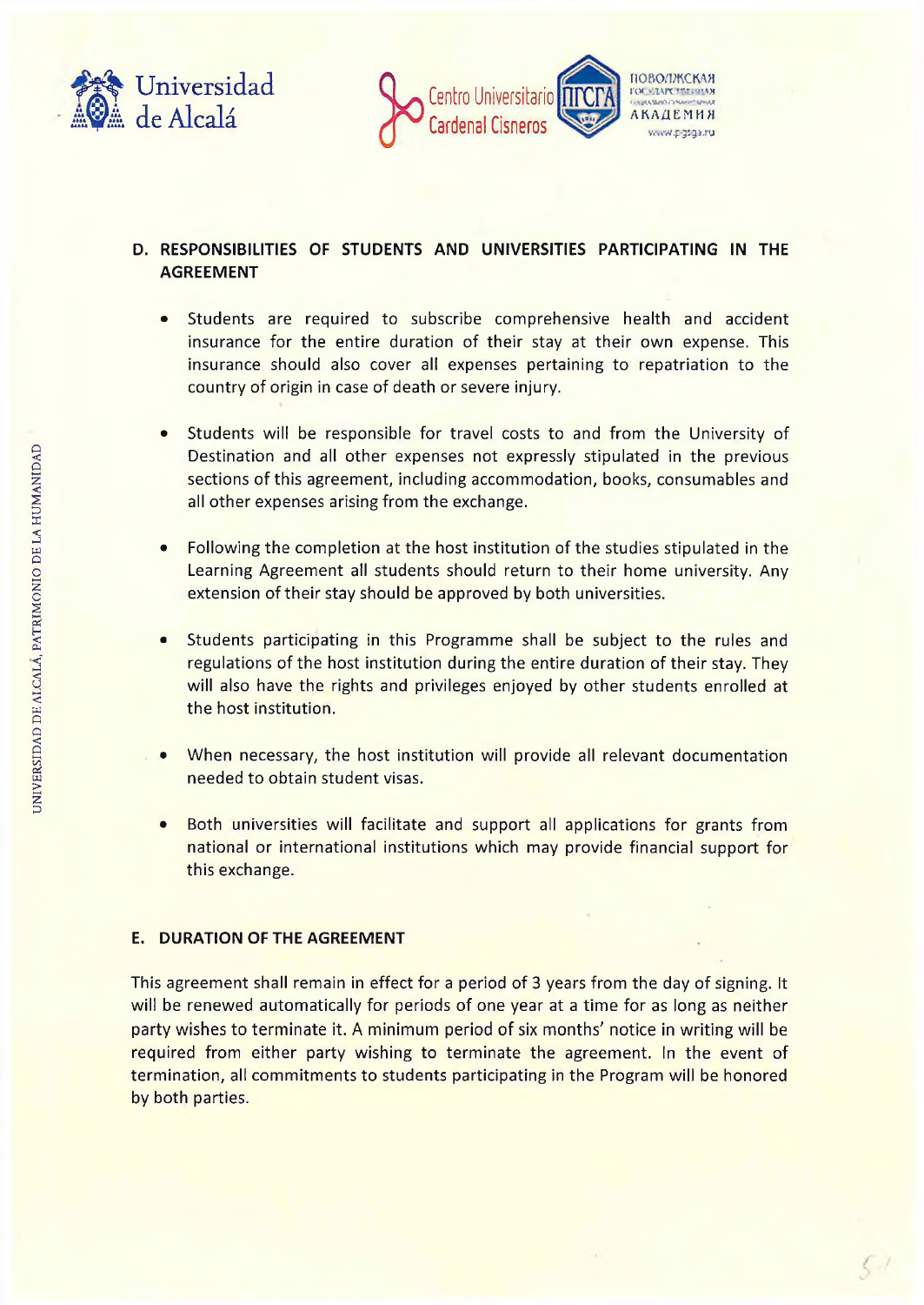## D. RESPONSIBILITIES OF STUDENTS AND UNIVERSITIES PARTICIPATING IN THE AGREEMENT

- Students are required to subscribe comprehensive health and accident insurance for the entire duration of their stay at their own expense. This insurance should also cover all expenses pertaining to repatriation to the country of origin in case of death or severe injury.

- Students will be responsible for travel costs to and from the University of Destination and all other expenses not expressly stipulated in the previous sections of this agreement, including accommodation, books, consumables and all other expenses arising from the exchange.

- Following the completion at the host institution of the studies stipulated in the Learning Agreement all students should return to their home university. Any extension of their stay should be approved by both universities.

- Students participating in this Programme shall be subject to the rules and regulations of the host institution during the entire duration of their stay. They will also have the rights and privileges enjoyed by other students enrolled at the host institution.

- When necessary, the host institution will provide all relevant documentation needed to obtain student visas.

- Both universities will facilitate and support all applications for grants from national or international institutions which may provide financial support for this exchange.

## E. DURATION OF THE AGREEMENT

This agreement shall remain in effect for a period of 3 years from the day of signing. It will be renewed automatically for periods of one year at a time for as long as neither party wishes to terminate it. A minimum period of six months' notice in writing will be required from either party wishing to terminate the agreement. In the event of termination, all commitments to students participating in the Program will be honored by both parties.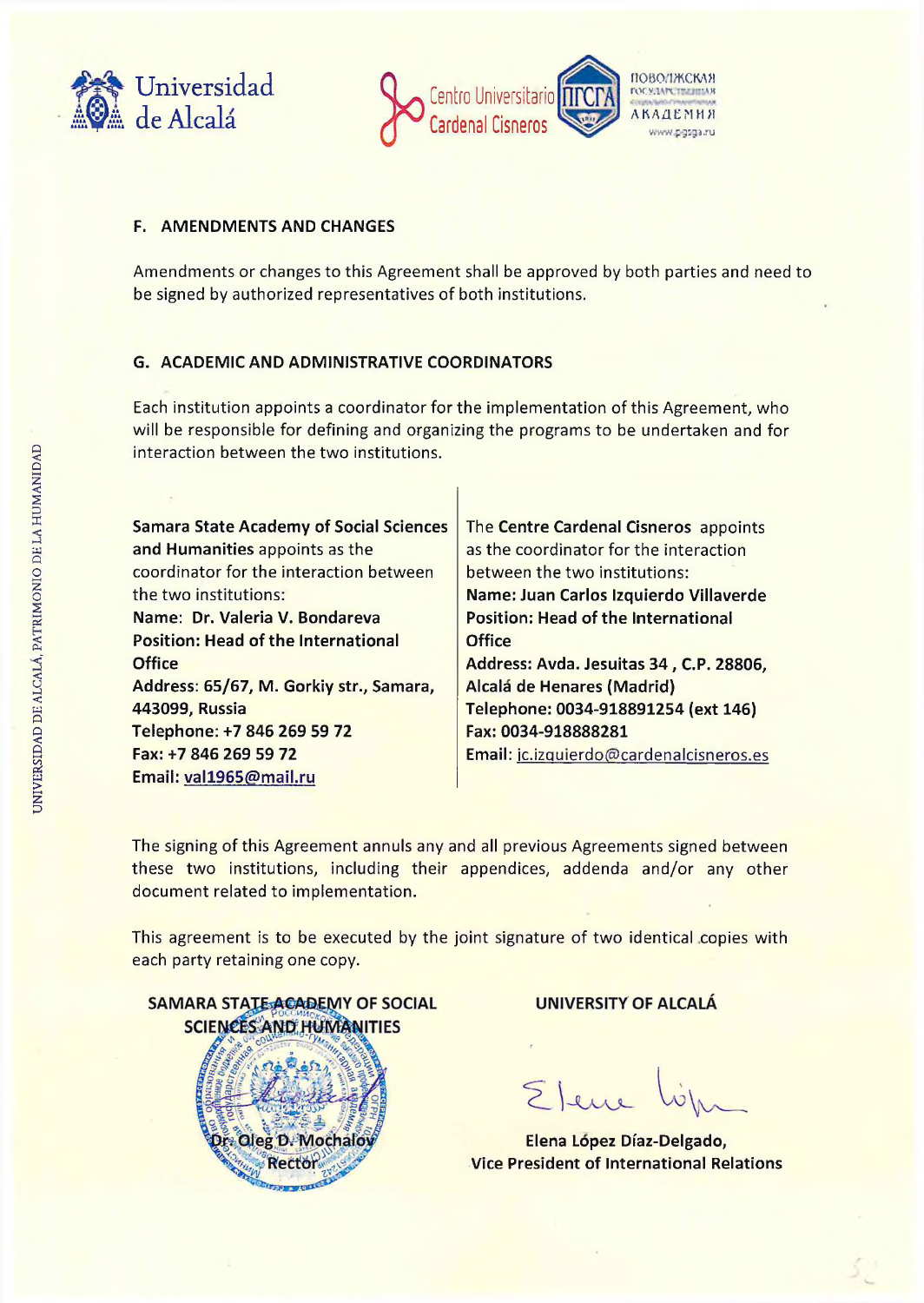## F. AMENDMENTS AND CHANGES

Amendments or changes to this Agreement shall be approved by both parties and need to be signed by authorized representatives of both institutions.

## G. ACADEMIC AND ADMINISTRATIVE COORDINATORS

Each institution appoints a coordinator for the implementation of this Agreement, who will be responsible for defining and organizing the programs to be undertaken and for interaction between the two institutions.

**Samara State Academy of Social Sciences and Humanities** appoints as the coordinator for the interaction between the two institutions:
**Name: Dr. Valeria V. Bondareva**
**Position: Head of the International Office**
**Address: 65/67, M. Gorkiy str., Samara, 443099, Russia**
**Telephone: +7 846 269 59 72**
**Fax: +7 846 269 59 72**
**Email: val1965@mail.ru**

The **Centre Cardenal Cisneros** appoints as the coordinator for the interaction between the two institutions:
**Name: Juan Carlos Izquierdo Villaverde**
**Position: Head of the International Office**
**Address: Avda. Jesuitas 34 , C.P. 28806, Alcalá de Henares (Madrid)**
**Telephone: 0034-918891254 (ext 146)**
**Fax: 0034-918888281**
**Email: jc.izquierdo@cardenalcisneros.es**

The signing of this Agreement annuls any and all previous Agreements signed between these two institutions, including their appendices, addenda and/or any other document related to implementation.

This agreement is to be executed by the joint signature of two identical copies with each party retaining one copy.

**SAMARA STATE ACADEMY OF SOCIAL SCIENCES AND HUMANITIES**

**Dr. Oleg D. Mochalov**
**Rector**

**UNIVERSITY OF ALCALÁ**

**Elena López Díaz-Delgado,**
**Vice President of International Relations**